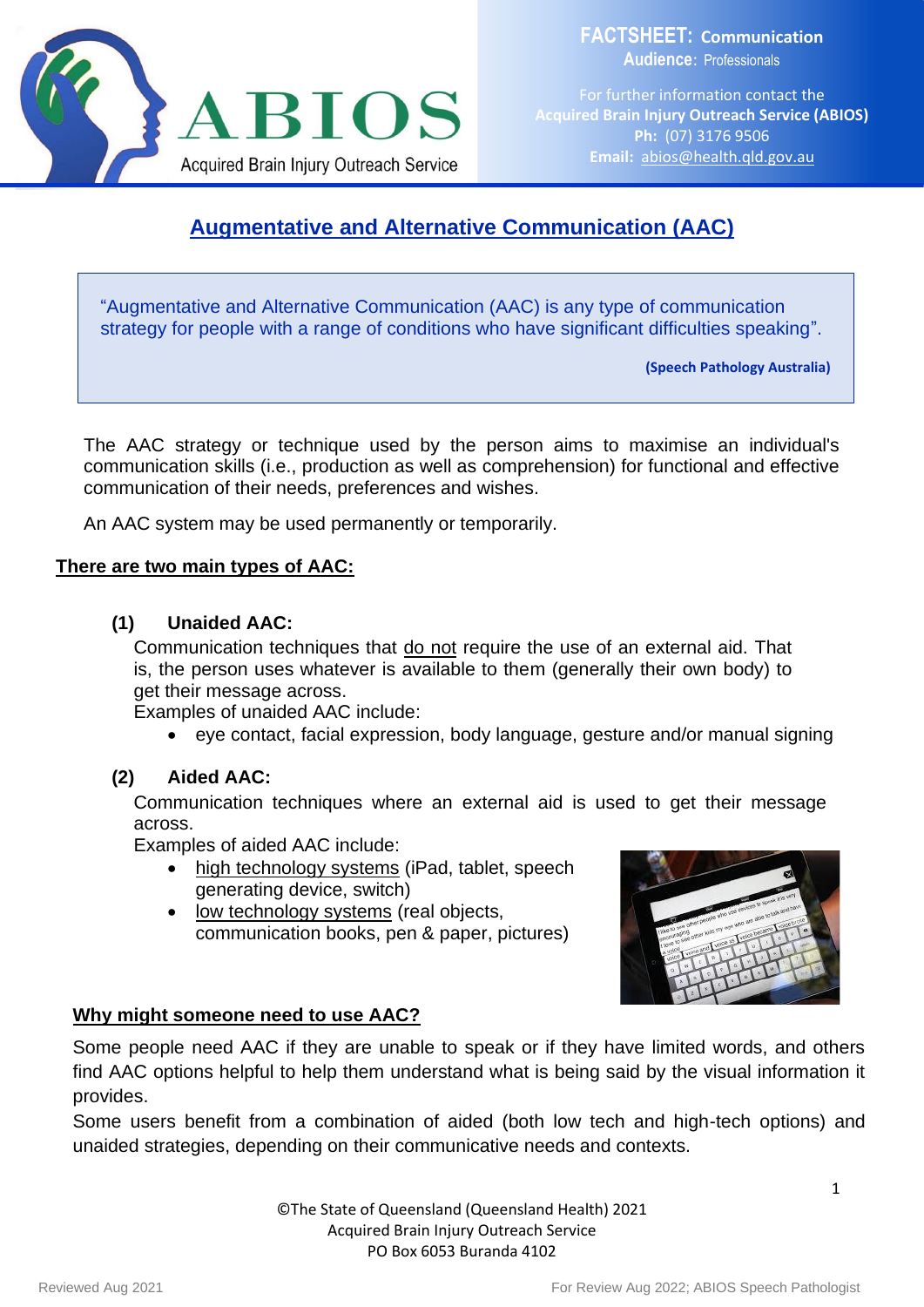**FACTSHEET: Communication**
**Audience:** Professionals

For further information contact the
**Acquired Brain Injury Outreach Service (ABIOS)**
**Ph:** (07) 3176 9506
**Email:** abios@health.qld.gov.au

# Augmentative and Alternative Communication (AAC)

> "Augmentative and Alternative Communication (AAC) is any type of communication strategy for people with a range of conditions who have significant difficulties speaking".
>
> **(Speech Pathology Australia)**

The AAC strategy or technique used by the person aims to maximise an individual's communication skills (i.e., production as well as comprehension) for functional and effective communication of their needs, preferences and wishes.

An AAC system may be used permanently or temporarily.

## There are two main types of AAC:

**(1) Unaided AAC:**

Communication techniques that do not require the use of an external aid. That is, the person uses whatever is available to them (generally their own body) to get their message across.

Examples of unaided AAC include:

- eye contact, facial expression, body language, gesture and/or manual signing

**(2) Aided AAC:**

Communication techniques where an external aid is used to get their message across.

Examples of aided AAC include:

- high technology systems (iPad, tablet, speech generating device, switch)
- low technology systems (real objects, communication books, pen & paper, pictures)

## Why might someone need to use AAC?

Some people need AAC if they are unable to speak or if they have limited words, and others find AAC options helpful to help them understand what is being said by the visual information it provides.

Some users benefit from a combination of aided (both low tech and high-tech options) and unaided strategies, depending on their communicative needs and contexts.

©The State of Queensland (Queensland Health) 2021
Acquired Brain Injury Outreach Service
PO Box 6053 Buranda 4102

Reviewed Aug 2021 — For Review Aug 2022; ABIOS Speech Pathologist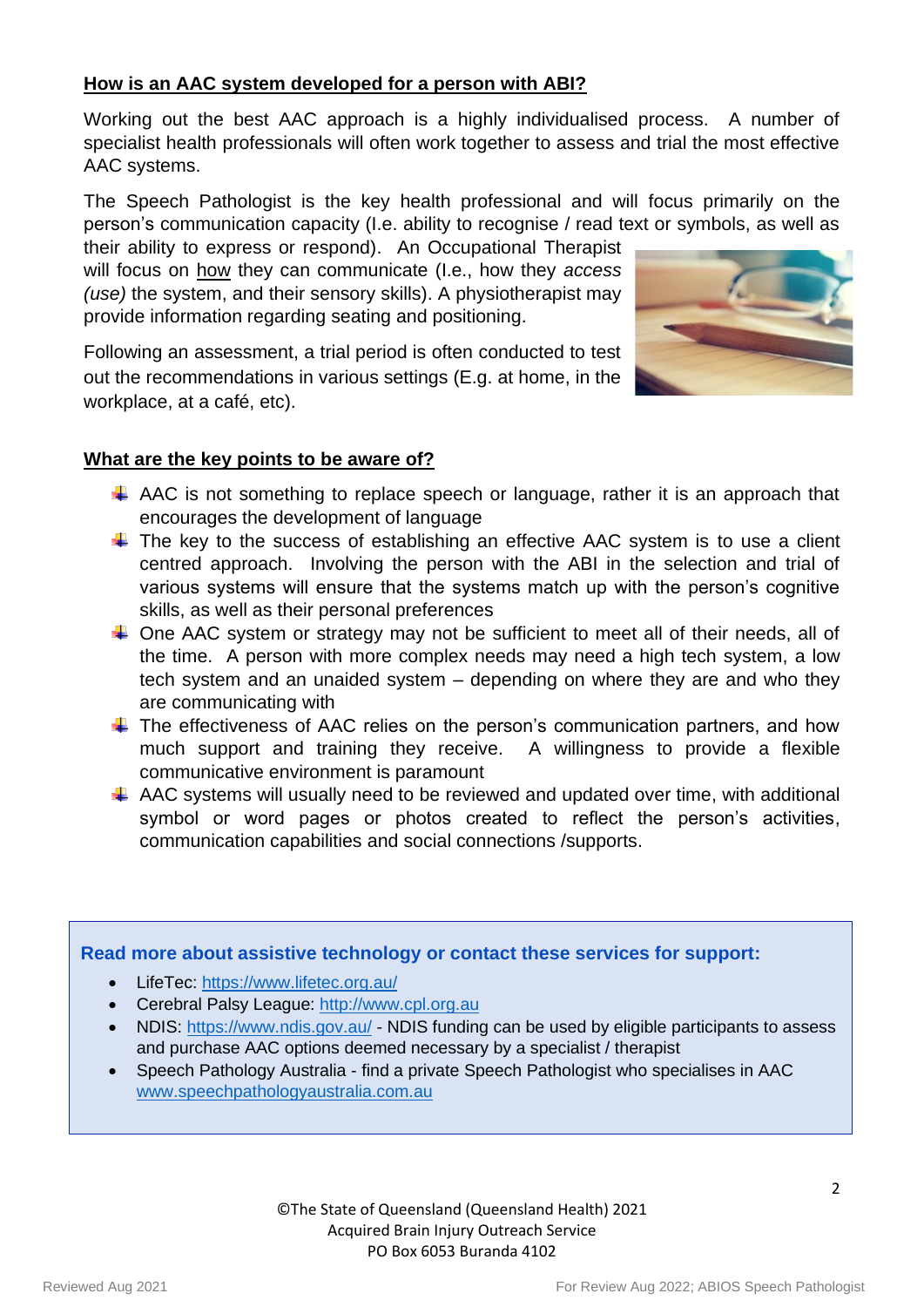**How is an AAC system developed for a person with ABI?**

Working out the best AAC approach is a highly individualised process. A number of specialist health professionals will often work together to assess and trial the most effective AAC systems.

The Speech Pathologist is the key health professional and will focus primarily on the person's communication capacity (I.e. ability to recognise / read text or symbols, as well as their ability to express or respond). An Occupational Therapist will focus on how they can communicate (I.e., how they *access (use)* the system, and their sensory skills). A physiotherapist may provide information regarding seating and positioning.

Following an assessment, a trial period is often conducted to test out the recommendations in various settings (E.g. at home, in the workplace, at a café, etc).

**What are the key points to be aware of?**

- AAC is not something to replace speech or language, rather it is an approach that encourages the development of language
- The key to the success of establishing an effective AAC system is to use a client centred approach. Involving the person with the ABI in the selection and trial of various systems will ensure that the systems match up with the person's cognitive skills, as well as their personal preferences
- One AAC system or strategy may not be sufficient to meet all of their needs, all of the time. A person with more complex needs may need a high tech system, a low tech system and an unaided system – depending on where they are and who they are communicating with
- The effectiveness of AAC relies on the person's communication partners, and how much support and training they receive. A willingness to provide a flexible communicative environment is paramount
- AAC systems will usually need to be reviewed and updated over time, with additional symbol or word pages or photos created to reflect the person's activities, communication capabilities and social connections /supports.

**Read more about assistive technology or contact these services for support:**

- LifeTec: https://www.lifetec.org.au/
- Cerebral Palsy League: http://www.cpl.org.au
- NDIS: https://www.ndis.gov.au/ - NDIS funding can be used by eligible participants to assess and purchase AAC options deemed necessary by a specialist / therapist
- Speech Pathology Australia - find a private Speech Pathologist who specialises in AAC www.speechpathologyaustralia.com.au

©The State of Queensland (Queensland Health) 2021
Acquired Brain Injury Outreach Service
PO Box 6053 Buranda 4102

Reviewed Aug 2021

For Review Aug 2022; ABIOS Speech Pathologist